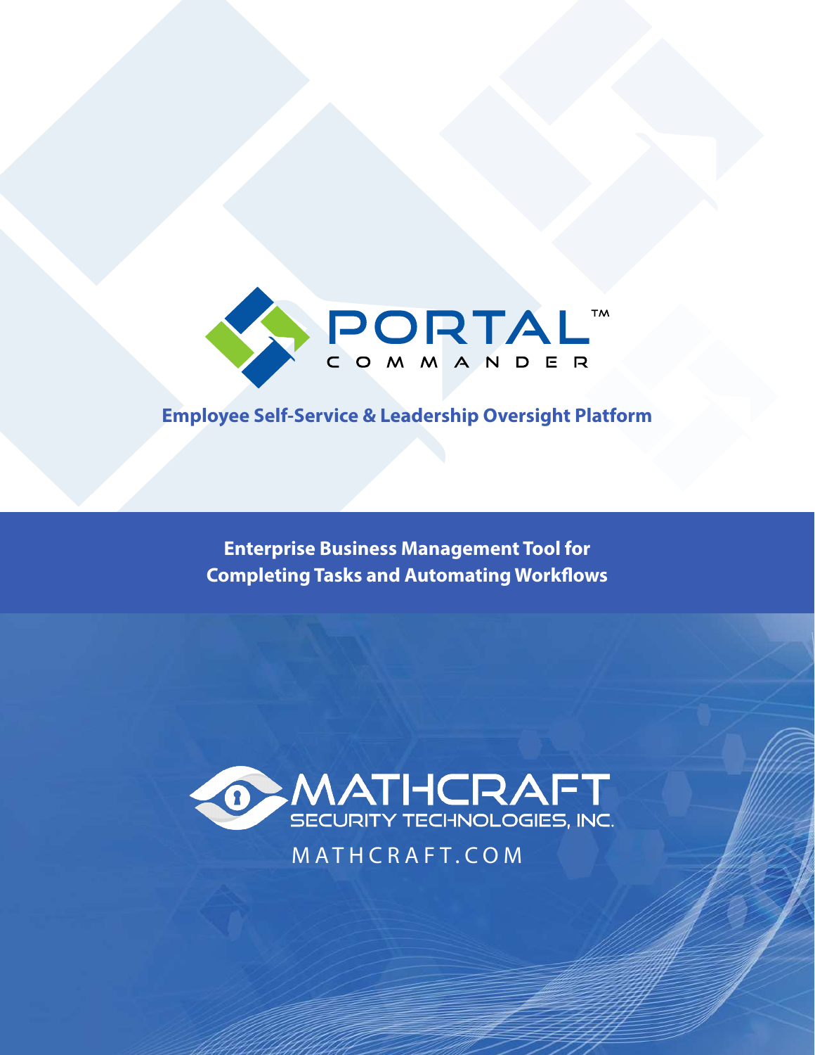# PORTAL™ COMMANDER

**Employee Self-Service & Leadership Oversight Platform**

**Enterprise Business Management Tool for Completing Tasks and Automating Workflows**

MATHCRAFT SECURITY TECHNOLOGIES, INC.

MATHCRAFT.COM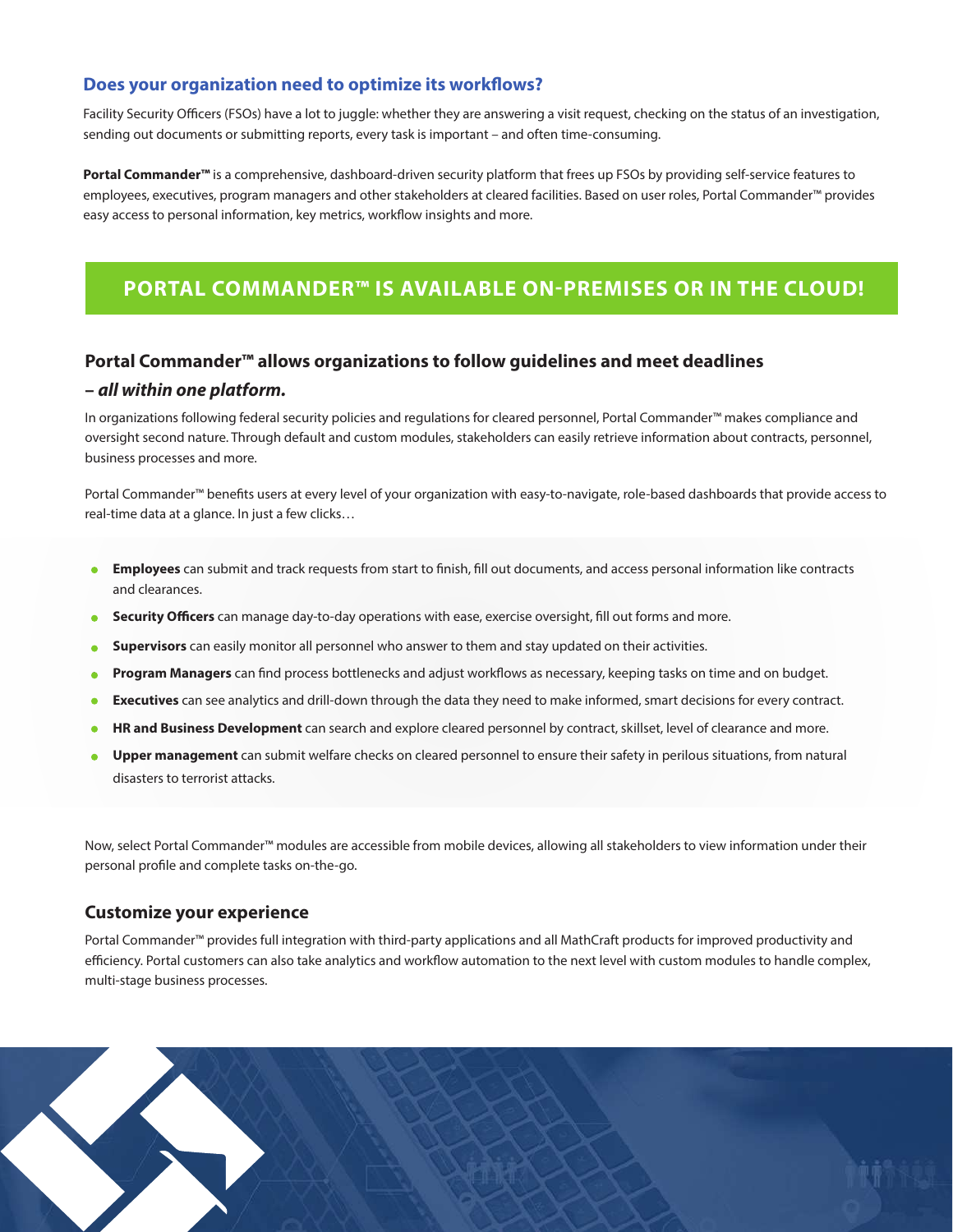## Does your organization need to optimize its workflows?

Facility Security Officers (FSOs) have a lot to juggle: whether they are answering a visit request, checking on the status of an investigation, sending out documents or submitting reports, every task is important – and often time-consuming.

**Portal Commander™** is a comprehensive, dashboard-driven security platform that frees up FSOs by providing self-service features to employees, executives, program managers and other stakeholders at cleared facilities. Based on user roles, Portal Commander™ provides easy access to personal information, key metrics, workflow insights and more.

## PORTAL COMMANDER™ IS AVAILABLE ON-PREMISES OR IN THE CLOUD!

### Portal Commander™ allows organizations to follow guidelines and meet deadlines – *all within one platform.*

In organizations following federal security policies and regulations for cleared personnel, Portal Commander™ makes compliance and oversight second nature. Through default and custom modules, stakeholders can easily retrieve information about contracts, personnel, business processes and more.

Portal Commander™ benefits users at every level of your organization with easy-to-navigate, role-based dashboards that provide access to real-time data at a glance. In just a few clicks…

- **Employees** can submit and track requests from start to finish, fill out documents, and access personal information like contracts and clearances.
- **Security Officers** can manage day-to-day operations with ease, exercise oversight, fill out forms and more.
- **Supervisors** can easily monitor all personnel who answer to them and stay updated on their activities.
- **Program Managers** can find process bottlenecks and adjust workflows as necessary, keeping tasks on time and on budget.
- **Executives** can see analytics and drill-down through the data they need to make informed, smart decisions for every contract.
- **HR and Business Development** can search and explore cleared personnel by contract, skillset, level of clearance and more.
- **Upper management** can submit welfare checks on cleared personnel to ensure their safety in perilous situations, from natural disasters to terrorist attacks.

Now, select Portal Commander™ modules are accessible from mobile devices, allowing all stakeholders to view information under their personal profile and complete tasks on-the-go.

### Customize your experience

Portal Commander™ provides full integration with third-party applications and all MathCraft products for improved productivity and efficiency. Portal customers can also take analytics and workflow automation to the next level with custom modules to handle complex, multi-stage business processes.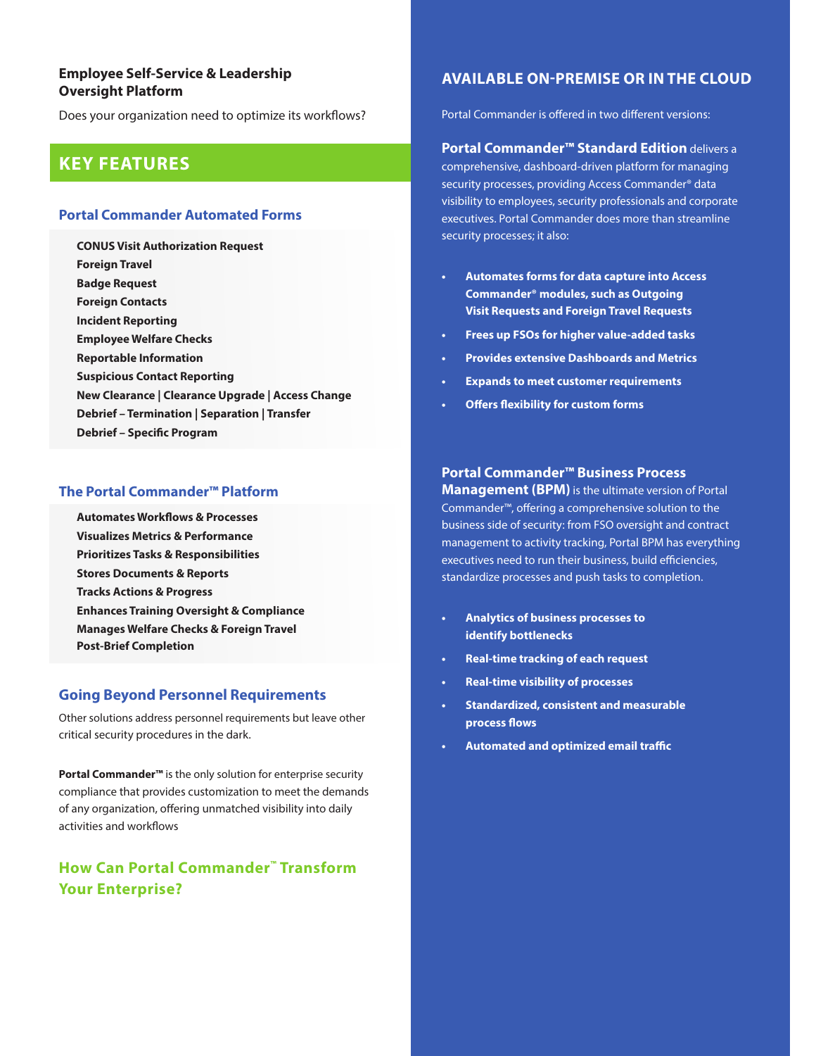**Employee Self-Service & Leadership Oversight Platform**

Does your organization need to optimize its workflows?

## KEY FEATURES

### Portal Commander Automated Forms

**CONUS Visit Authorization Request**
**Foreign Travel**
**Badge Request**
**Foreign Contacts**
**Incident Reporting**
**Employee Welfare Checks**
**Reportable Information**
**Suspicious Contact Reporting**
**New Clearance | Clearance Upgrade | Access Change**
**Debrief – Termination | Separation | Transfer**
**Debrief – Specific Program**

### The Portal Commander™ Platform

**Automates Workflows & Processes**
**Visualizes Metrics & Performance**
**Prioritizes Tasks & Responsibilities**
**Stores Documents & Reports**
**Tracks Actions & Progress**
**Enhances Training Oversight & Compliance**
**Manages Welfare Checks & Foreign Travel**
**Post-Brief Completion**

### Going Beyond Personnel Requirements

Other solutions address personnel requirements but leave other critical security procedures in the dark.

**Portal Commander™** is the only solution for enterprise security compliance that provides customization to meet the demands of any organization, offering unmatched visibility into daily activities and workflows

### How Can Portal Commander™ Transform Your Enterprise?

## AVAILABLE ON-PREMISE OR IN THE CLOUD

Portal Commander is offered in two different versions:

**Portal Commander™ Standard Edition** delivers a comprehensive, dashboard-driven platform for managing security processes, providing Access Commander® data visibility to employees, security professionals and corporate executives. Portal Commander does more than streamline security processes; it also:

- **Automates forms for data capture into Access Commander® modules, such as Outgoing Visit Requests and Foreign Travel Requests**
- **Frees up FSOs for higher value-added tasks**
- **Provides extensive Dashboards and Metrics**
- **Expands to meet customer requirements**
- **Offers flexibility for custom forms**

**Portal Commander™ Business Process Management (BPM)** is the ultimate version of Portal Commander™, offering a comprehensive solution to the business side of security: from FSO oversight and contract management to activity tracking, Portal BPM has everything executives need to run their business, build efficiencies, standardize processes and push tasks to completion.

- **Analytics of business processes to identify bottlenecks**
- **Real-time tracking of each request**
- **Real-time visibility of processes**
- **Standardized, consistent and measurable process flows**
- **Automated and optimized email traffic**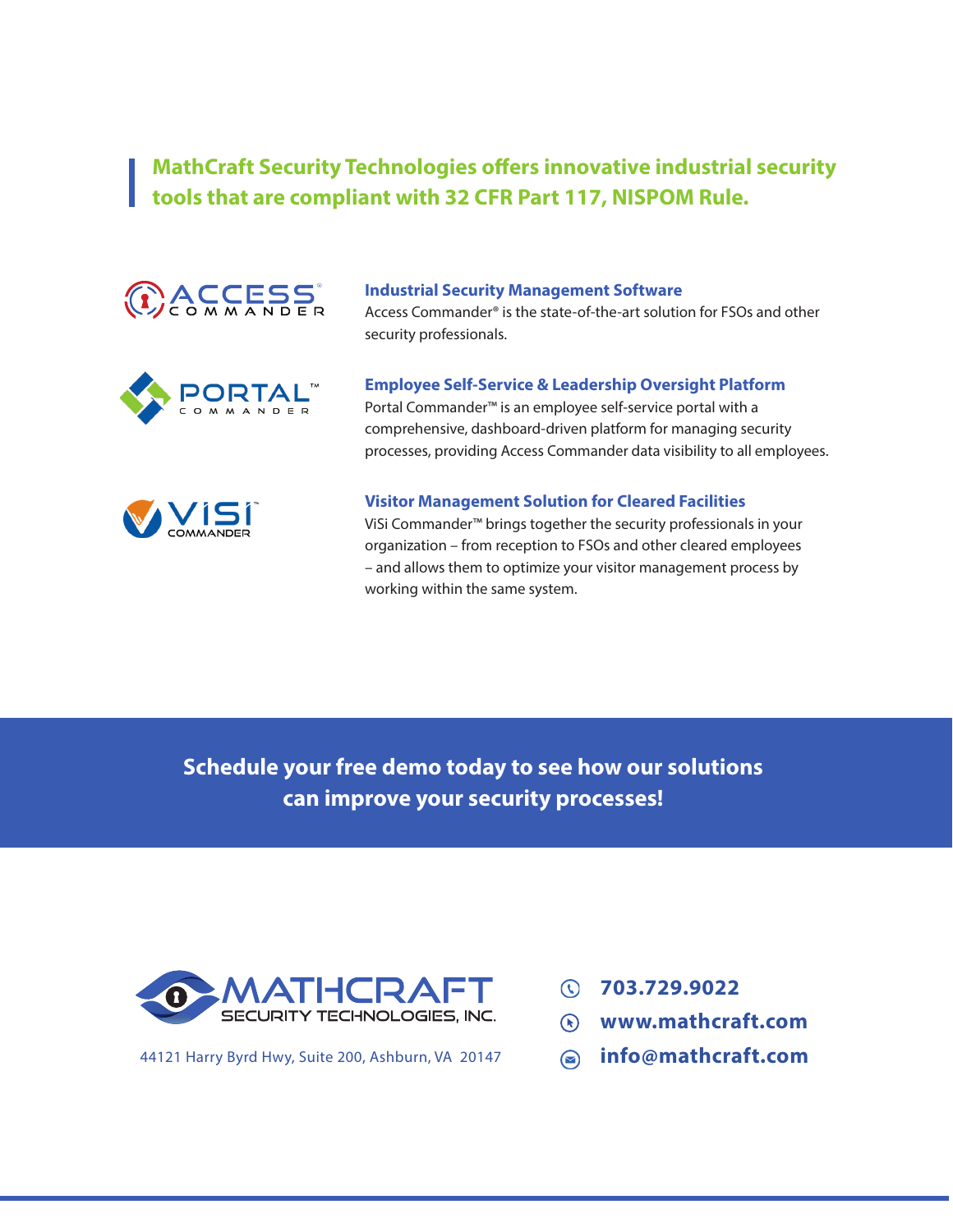## MathCraft Security Technologies offers innovative industrial security tools that are compliant with 32 CFR Part 117, NISPOM Rule.

ACCESS® COMMANDER

### Industrial Security Management Software

Access Commander® is the state-of-the-art solution for FSOs and other security professionals.

PORTAL™ COMMANDER

### Employee Self-Service & Leadership Oversight Platform

Portal Commander™ is an employee self-service portal with a comprehensive, dashboard-driven platform for managing security processes, providing Access Commander data visibility to all employees.

ViSi™ COMMANDER

### Visitor Management Solution for Cleared Facilities

ViSi Commander™ brings together the security professionals in your organization – from reception to FSOs and other cleared employees – and allows them to optimize your visitor management process by working within the same system.

**Schedule your free demo today to see how our solutions can improve your security processes!**

MATHCRAFT SECURITY TECHNOLOGIES, INC.

44121 Harry Byrd Hwy, Suite 200, Ashburn, VA 20147

**703.729.9022**

**www.mathcraft.com**

**info@mathcraft.com**